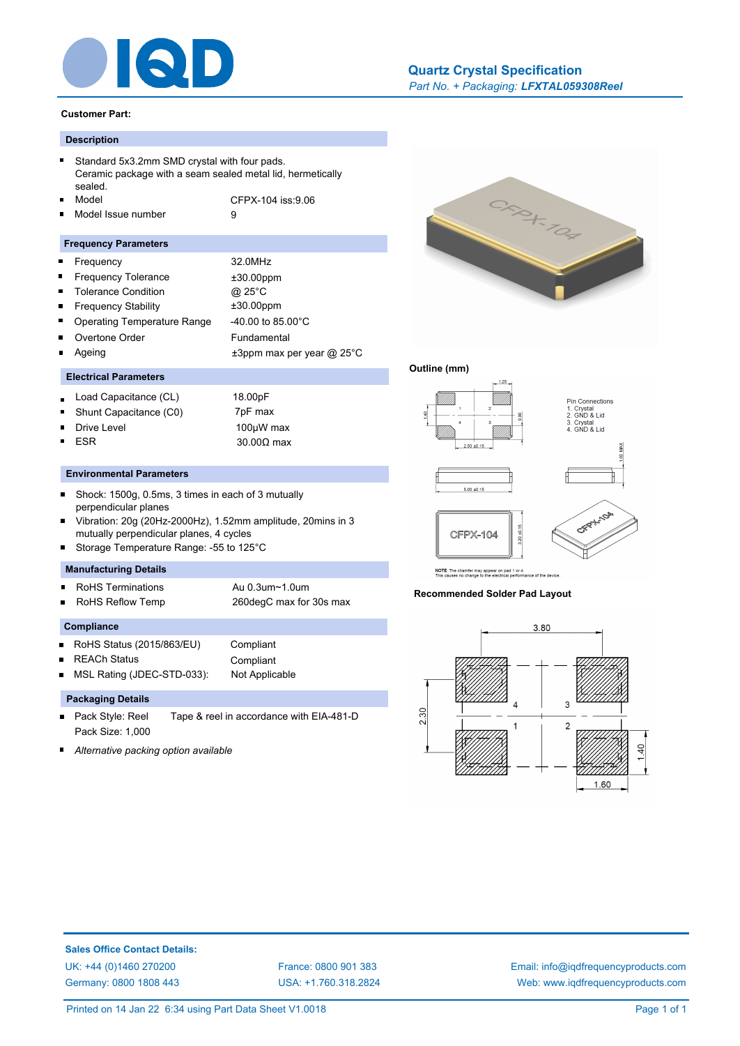# Quartz Crystal Specification

*Part No. + Packaging: **LFXTAL059308Reel***

**Customer Part:**

## Description

- Standard 5x3.2mm SMD crystal with four pads. Ceramic package with a seam sealed metal lid, hermetically sealed.
- Model: CFPX-104 iss:9.06
- Model Issue number: 9

## Frequency Parameters

| Parameter | Value |
|---|---|
| Frequency | 32.0MHz |
| Frequency Tolerance | ±30.00ppm |
| Tolerance Condition | @ 25°C |
| Frequency Stability | ±30.00ppm |
| Operating Temperature Range | -40.00 to 85.00°C |
| Overtone Order | Fundamental |
| Ageing | ±3ppm max per year @ 25°C |

## Electrical Parameters

| Parameter | Value |
|---|---|
| Load Capacitance (CL) | 18.00pF |
| Shunt Capacitance (C0) | 7pF max |
| Drive Level | 100µW max |
| ESR | 30.00Ω max |

## Environmental Parameters

- Shock: 1500g, 0.5ms, 3 times in each of 3 mutually perpendicular planes
- Vibration: 20g (20Hz-2000Hz), 1.52mm amplitude, 20mins in 3 mutually perpendicular planes, 4 cycles
- Storage Temperature Range: -55 to 125°C

## Manufacturing Details

| Parameter | Value |
|---|---|
| RoHS Terminations | Au 0.3um~1.0um |
| RoHS Reflow Temp | 260degC max for 30s max |

## Compliance

| Parameter | Value |
|---|---|
| RoHS Status (2015/863/EU) | Compliant |
| REACh Status | Compliant |
| MSL Rating (JDEC-STD-033): | Not Applicable |

## Packaging Details

- Pack Style: Reel — Tape & reel in accordance with EIA-481-D
  Pack Size: 1,000
- *Alternative packing option available*

## Outline (mm)

Pin Connections
1. Crystal
2. GND & Lid
3. Crystal
4. GND & Lid

Dimensions: 5.00 ±0.15 × 3.20 ±0.15; height 1.00 MAX; pad 1.25 × 1.40 (0.90); pad spacing 2.50 ±0.15

NOTE: The chamfer may appear on pad 1 or 4. This causes no change to the electrical performance of the device.

## Recommended Solder Pad Layout

Pad pitch 3.80 × 2.30; pad size 1.60 × 1.40

---

**Sales Office Contact Details:**

UK: +44 (0)1460 270200 | France: 0800 901 383 | Email: info@iqdfrequencyproducts.com
Germany: 0800 1808 443 | USA: +1.760.318.2824 | Web: www.iqdfrequencyproducts.com

Printed on 14 Jan 22 6:34 using Part Data Sheet V1.0018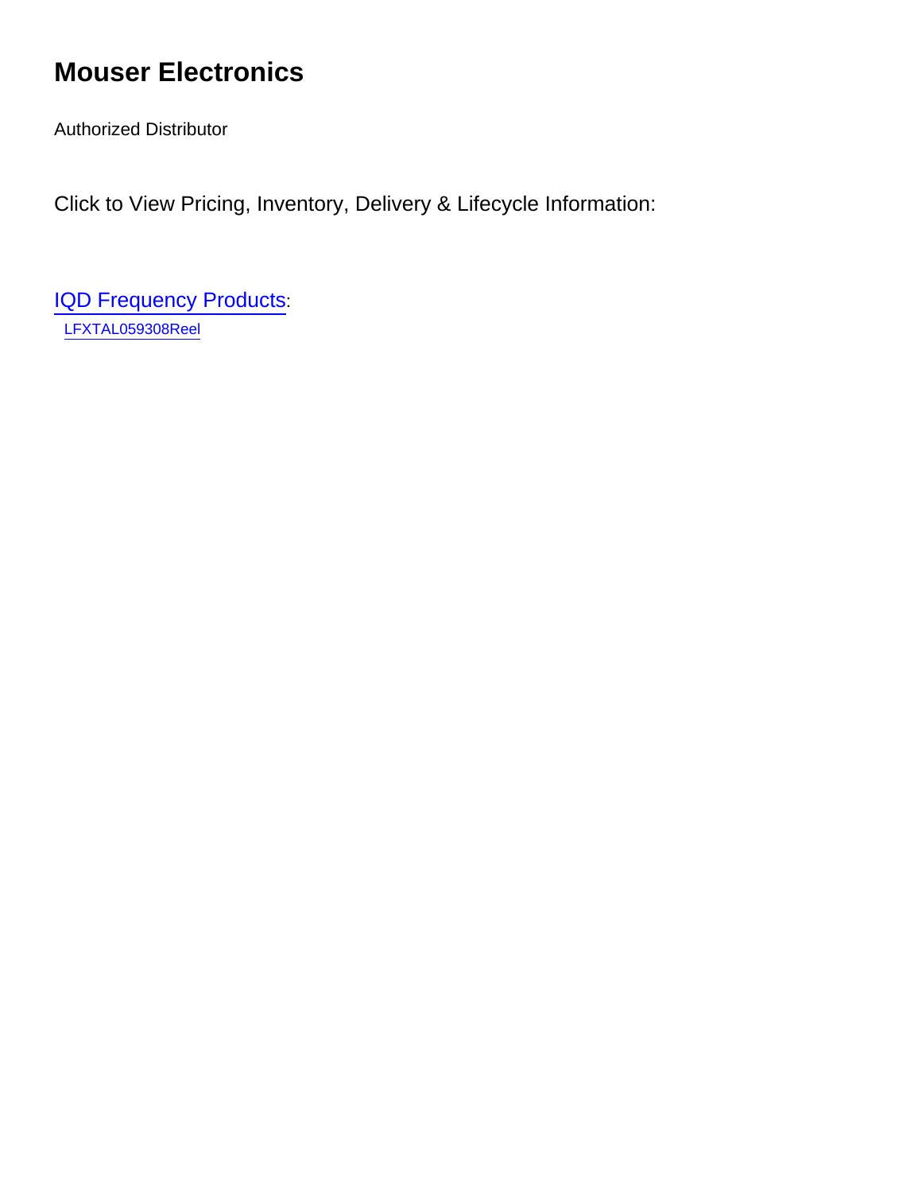# Mouser Electronics

Authorized Distributor

Click to View Pricing, Inventory, Delivery & Lifecycle Information:

IQD Frequency Products:

LFXTAL059308Reel